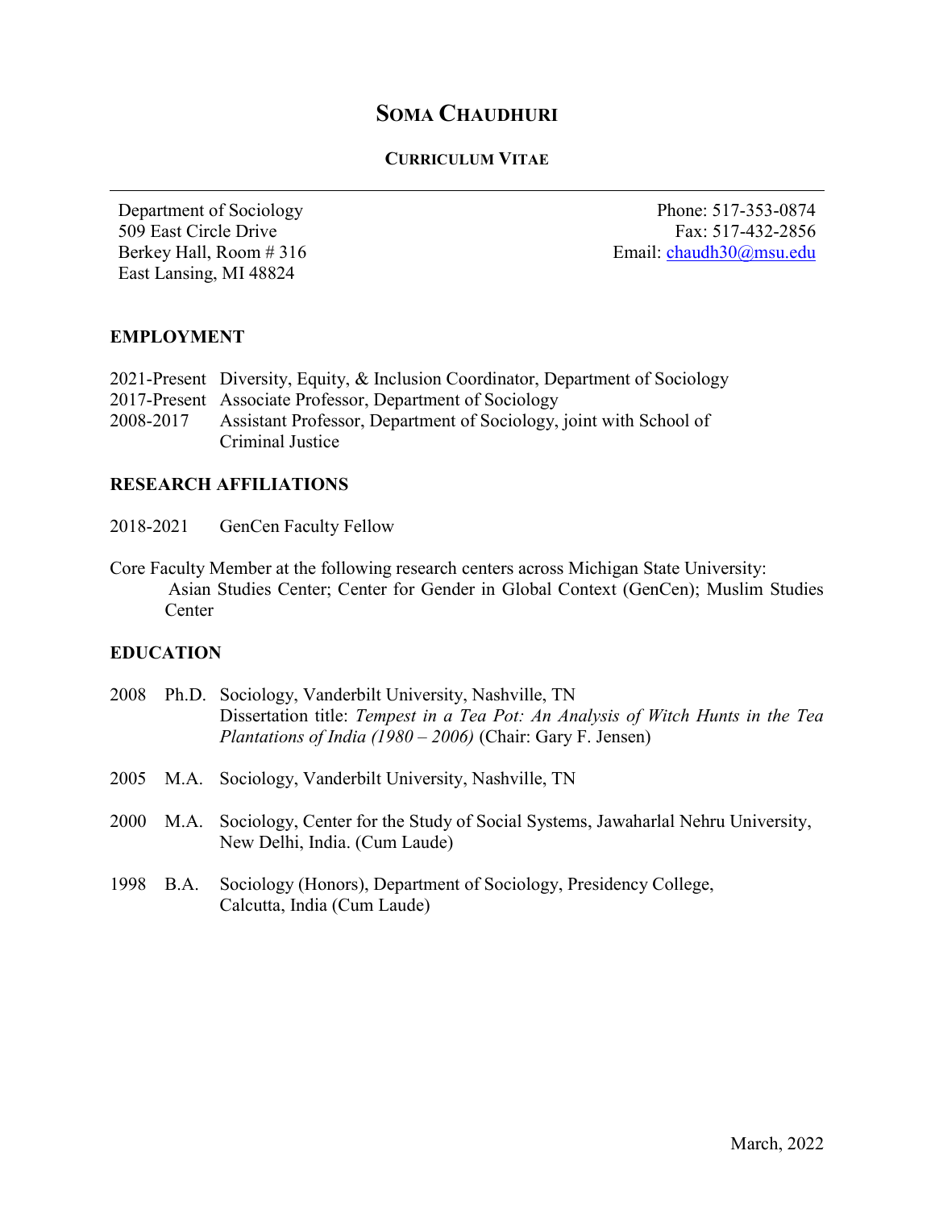# SOMA CHAUDHURI

**CURRICULUM VITAE**

---

Department of Sociology
509 East Circle Drive
Berkey Hall, Room # 316
East Lansing, MI 48824

Phone: 517-353-0874
Fax: 517-432-2856
Email: chaudh30@msu.edu

## EMPLOYMENT

2021-Present Diversity, Equity, & Inclusion Coordinator, Department of Sociology
2017-Present Associate Professor, Department of Sociology
2008-2017 Assistant Professor, Department of Sociology, joint with School of Criminal Justice

## RESEARCH AFFILIATIONS

2018-2021 GenCen Faculty Fellow

Core Faculty Member at the following research centers across Michigan State University:
Asian Studies Center; Center for Gender in Global Context (GenCen); Muslim Studies Center

## EDUCATION

2008 Ph.D. Sociology, Vanderbilt University, Nashville, TN
Dissertation title: *Tempest in a Tea Pot: An Analysis of Witch Hunts in the Tea Plantations of India (1980 – 2006)* (Chair: Gary F. Jensen)

2005 M.A. Sociology, Vanderbilt University, Nashville, TN

2000 M.A. Sociology, Center for the Study of Social Systems, Jawaharlal Nehru University, New Delhi, India. (Cum Laude)

1998 B.A. Sociology (Honors), Department of Sociology, Presidency College, Calcutta, India (Cum Laude)

March, 2022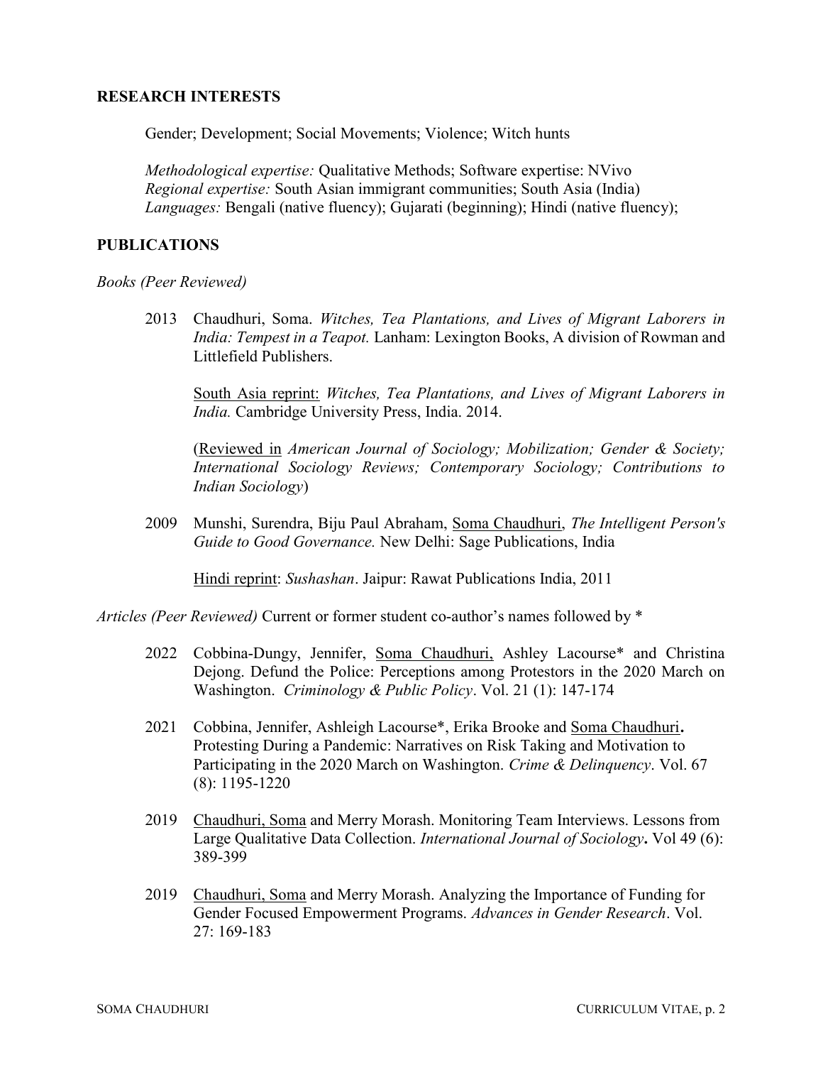## RESEARCH INTERESTS

Gender; Development; Social Movements; Violence; Witch hunts

*Methodological expertise:* Qualitative Methods; Software expertise: NVivo
*Regional expertise:* South Asian immigrant communities; South Asia (India)
*Languages:* Bengali (native fluency); Gujarati (beginning); Hindi (native fluency);

## PUBLICATIONS

*Books (Peer Reviewed)*

2013 Chaudhuri, Soma. *Witches, Tea Plantations, and Lives of Migrant Laborers in India: Tempest in a Teapot.* Lanham: Lexington Books, A division of Rowman and Littlefield Publishers.

South Asia reprint: *Witches, Tea Plantations, and Lives of Migrant Laborers in India.* Cambridge University Press, India. 2014.

(Reviewed in *American Journal of Sociology; Mobilization; Gender & Society; International Sociology Reviews; Contemporary Sociology; Contributions to Indian Sociology*)

2009 Munshi, Surendra, Biju Paul Abraham, Soma Chaudhuri, *The Intelligent Person's Guide to Good Governance.* New Delhi: Sage Publications, India

Hindi reprint: *Sushashan*. Jaipur: Rawat Publications India, 2011

*Articles (Peer Reviewed)* Current or former student co-author's names followed by *

2022 Cobbina-Dungy, Jennifer, Soma Chaudhuri, Ashley Lacourse* and Christina Dejong. Defund the Police: Perceptions among Protestors in the 2020 March on Washington. *Criminology & Public Policy*. Vol. 21 (1): 147-174

2021 Cobbina, Jennifer, Ashleigh Lacourse*, Erika Brooke and Soma Chaudhuri**.** Protesting During a Pandemic: Narratives on Risk Taking and Motivation to Participating in the 2020 March on Washington. *Crime & Delinquency*. Vol. 67 (8): 1195-1220

2019 Chaudhuri, Soma and Merry Morash. Monitoring Team Interviews. Lessons from Large Qualitative Data Collection. *International Journal of Sociology***.** Vol 49 (6): 389-399

2019 Chaudhuri, Soma and Merry Morash. Analyzing the Importance of Funding for Gender Focused Empowerment Programs. *Advances in Gender Research*. Vol. 27: 169-183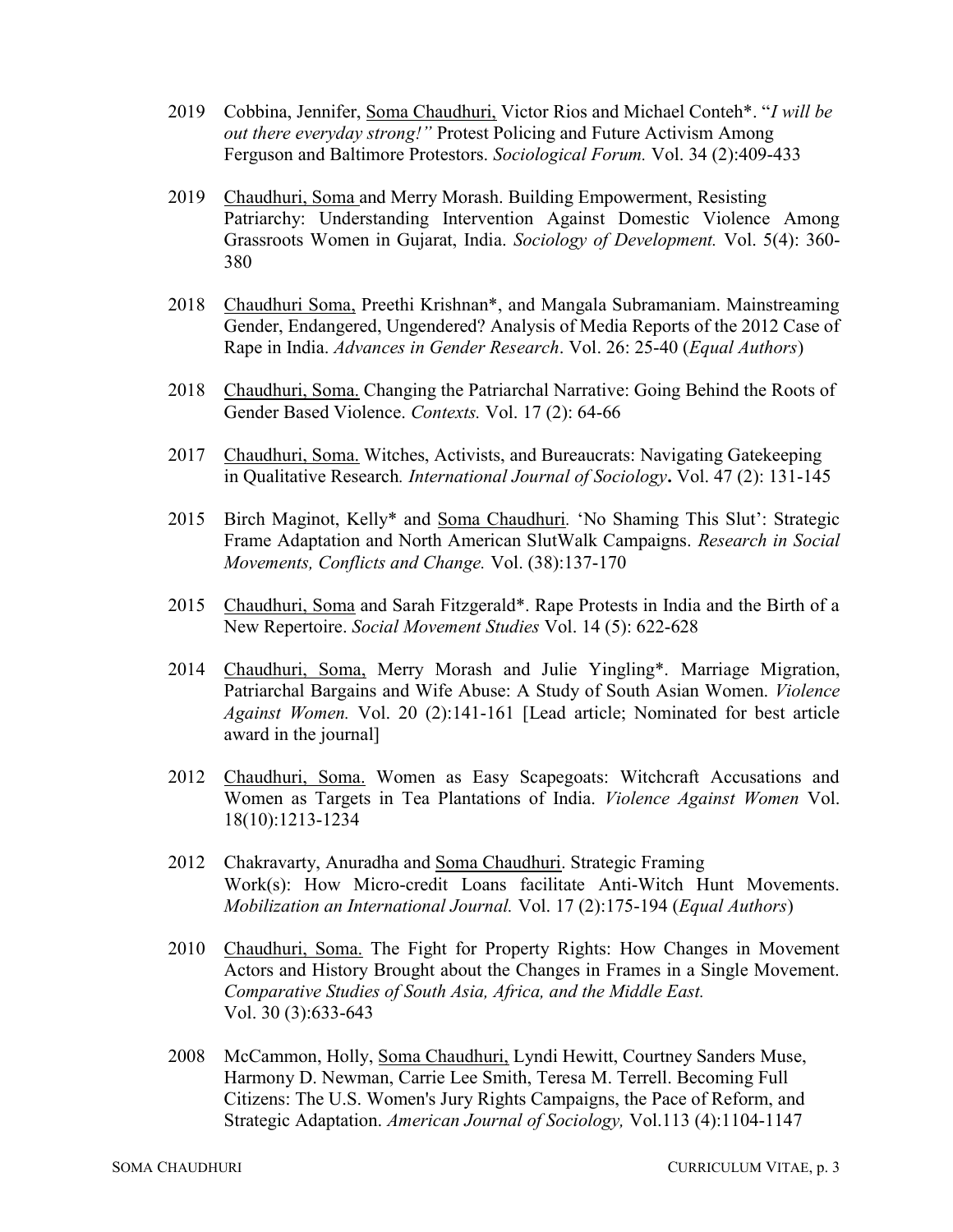2019 Cobbina, Jennifer, Soma Chaudhuri, Victor Rios and Michael Conteh*. "*I will be out there everyday strong!"* Protest Policing and Future Activism Among Ferguson and Baltimore Protestors. *Sociological Forum.* Vol. 34 (2):409-433

2019 Chaudhuri, Soma and Merry Morash. Building Empowerment, Resisting Patriarchy: Understanding Intervention Against Domestic Violence Among Grassroots Women in Gujarat, India. *Sociology of Development.* Vol. 5(4): 360-380

2018 Chaudhuri Soma, Preethi Krishnan*, and Mangala Subramaniam. Mainstreaming Gender, Endangered, Ungendered? Analysis of Media Reports of the 2012 Case of Rape in India. *Advances in Gender Research*. Vol. 26: 25-40 (*Equal Authors*)

2018 Chaudhuri, Soma. Changing the Patriarchal Narrative: Going Behind the Roots of Gender Based Violence. *Contexts.* Vol. 17 (2): 64-66

2017 Chaudhuri, Soma. Witches, Activists, and Bureaucrats: Navigating Gatekeeping in Qualitative Research. *International Journal of Sociology*. Vol. 47 (2): 131-145

2015 Birch Maginot, Kelly* and Soma Chaudhuri. 'No Shaming This Slut': Strategic Frame Adaptation and North American SlutWalk Campaigns. *Research in Social Movements, Conflicts and Change.* Vol. (38):137-170

2015 Chaudhuri, Soma and Sarah Fitzgerald*. Rape Protests in India and the Birth of a New Repertoire. *Social Movement Studies* Vol. 14 (5): 622-628

2014 Chaudhuri, Soma, Merry Morash and Julie Yingling*. Marriage Migration, Patriarchal Bargains and Wife Abuse: A Study of South Asian Women. *Violence Against Women.* Vol. 20 (2):141-161 [Lead article; Nominated for best article award in the journal]

2012 Chaudhuri, Soma. Women as Easy Scapegoats: Witchcraft Accusations and Women as Targets in Tea Plantations of India. *Violence Against Women* Vol. 18(10):1213-1234

2012 Chakravarty, Anuradha and Soma Chaudhuri. Strategic Framing Work(s): How Micro-credit Loans facilitate Anti-Witch Hunt Movements. *Mobilization an International Journal.* Vol. 17 (2):175-194 (*Equal Authors*)

2010 Chaudhuri, Soma. The Fight for Property Rights: How Changes in Movement Actors and History Brought about the Changes in Frames in a Single Movement. *Comparative Studies of South Asia, Africa, and the Middle East.* Vol. 30 (3):633-643

2008 McCammon, Holly, Soma Chaudhuri, Lyndi Hewitt, Courtney Sanders Muse, Harmony D. Newman, Carrie Lee Smith, Teresa M. Terrell. Becoming Full Citizens: The U.S. Women's Jury Rights Campaigns, the Pace of Reform, and Strategic Adaptation. *American Journal of Sociology,* Vol.113 (4):1104-1147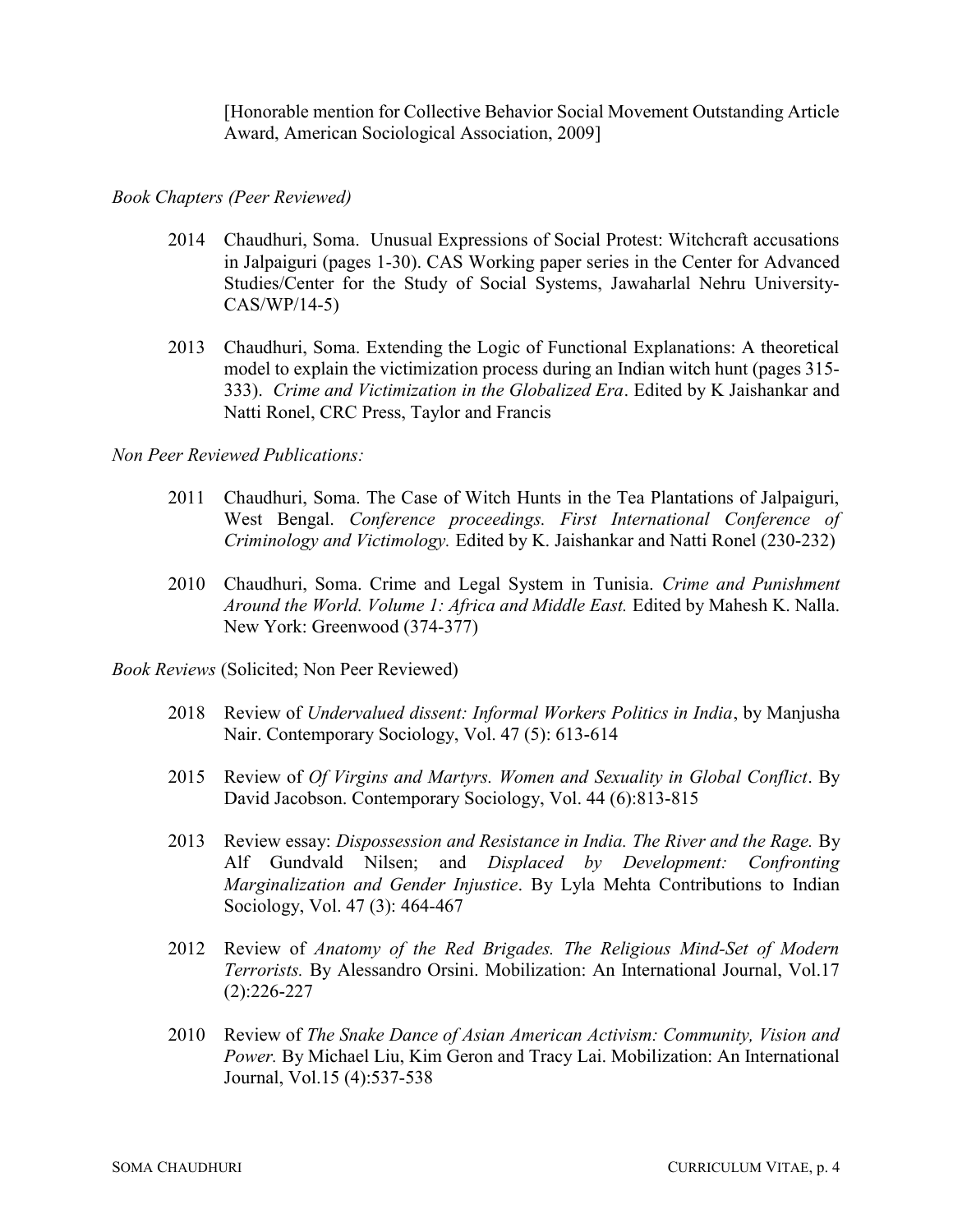[Honorable mention for Collective Behavior Social Movement Outstanding Article Award, American Sociological Association, 2009]

*Book Chapters (Peer Reviewed)*

2014 Chaudhuri, Soma. Unusual Expressions of Social Protest: Witchcraft accusations in Jalpaiguri (pages 1-30). CAS Working paper series in the Center for Advanced Studies/Center for the Study of Social Systems, Jawaharlal Nehru University-CAS/WP/14-5)

2013 Chaudhuri, Soma. Extending the Logic of Functional Explanations: A theoretical model to explain the victimization process during an Indian witch hunt (pages 315-333). *Crime and Victimization in the Globalized Era*. Edited by K Jaishankar and Natti Ronel, CRC Press, Taylor and Francis

*Non Peer Reviewed Publications:*

2011 Chaudhuri, Soma. The Case of Witch Hunts in the Tea Plantations of Jalpaiguri, West Bengal. *Conference proceedings. First International Conference of Criminology and Victimology.* Edited by K. Jaishankar and Natti Ronel (230-232)

2010 Chaudhuri, Soma. Crime and Legal System in Tunisia. *Crime and Punishment Around the World. Volume 1: Africa and Middle East.* Edited by Mahesh K. Nalla. New York: Greenwood (374-377)

*Book Reviews* (Solicited; Non Peer Reviewed)

2018 Review of *Undervalued dissent: Informal Workers Politics in India*, by Manjusha Nair. Contemporary Sociology, Vol. 47 (5): 613-614

2015 Review of *Of Virgins and Martyrs. Women and Sexuality in Global Conflict*. By David Jacobson. Contemporary Sociology, Vol. 44 (6):813-815

2013 Review essay: *Dispossession and Resistance in India. The River and the Rage.* By Alf Gundvald Nilsen; and *Displaced by Development: Confronting Marginalization and Gender Injustice*. By Lyla Mehta Contributions to Indian Sociology, Vol. 47 (3): 464-467

2012 Review of *Anatomy of the Red Brigades. The Religious Mind-Set of Modern Terrorists.* By Alessandro Orsini. Mobilization: An International Journal, Vol.17 (2):226-227

2010 Review of *The Snake Dance of Asian American Activism: Community, Vision and Power.* By Michael Liu, Kim Geron and Tracy Lai. Mobilization: An International Journal, Vol.15 (4):537-538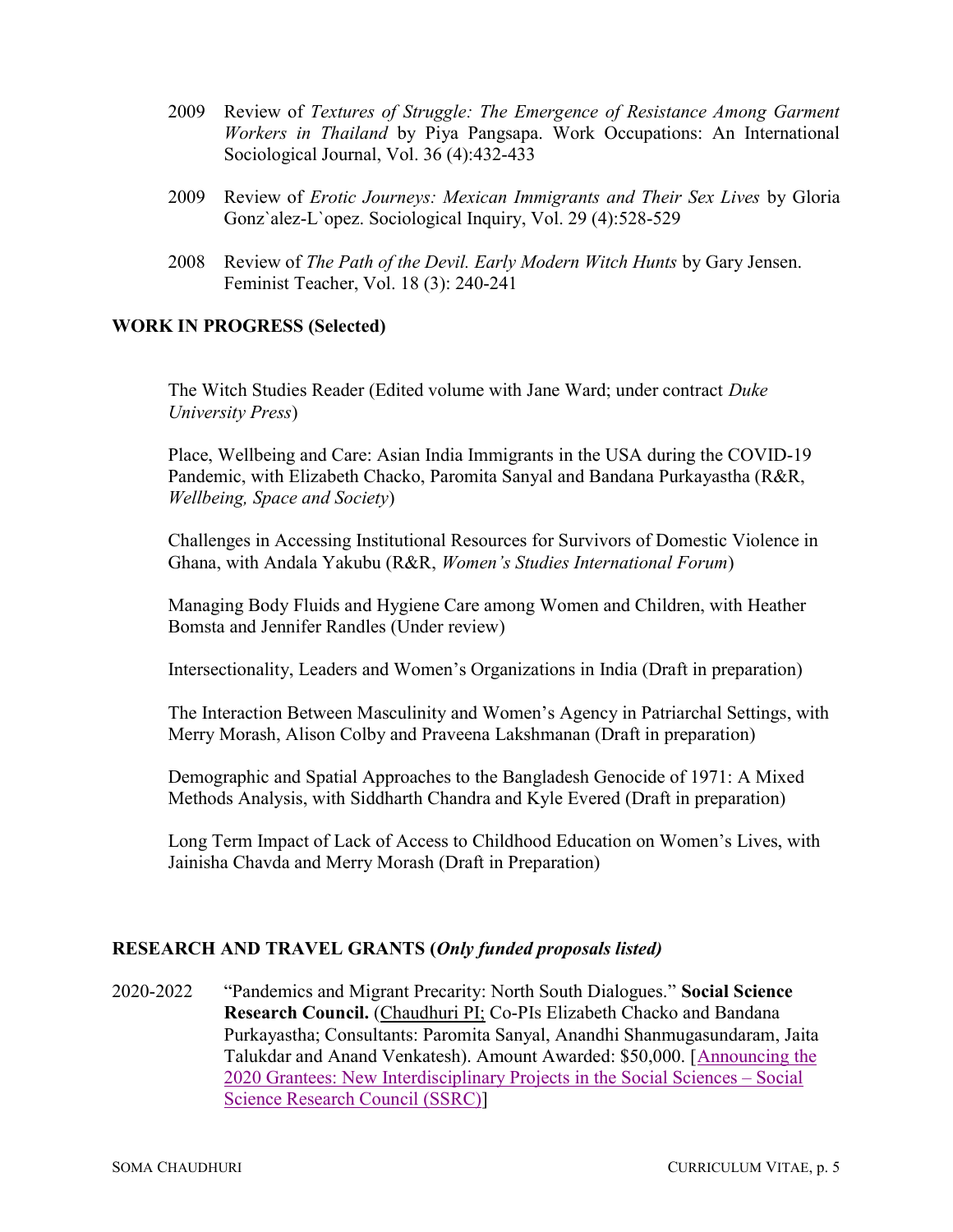2009 Review of *Textures of Struggle: The Emergence of Resistance Among Garment Workers in Thailand* by Piya Pangsapa. Work Occupations: An International Sociological Journal, Vol. 36 (4):432-433

2009 Review of *Erotic Journeys: Mexican Immigrants and Their Sex Lives* by Gloria Gonz`alez-L`opez. Sociological Inquiry, Vol. 29 (4):528-529

2008 Review of *The Path of the Devil. Early Modern Witch Hunts* by Gary Jensen. Feminist Teacher, Vol. 18 (3): 240-241

## WORK IN PROGRESS (Selected)

The Witch Studies Reader (Edited volume with Jane Ward; under contract *Duke University Press*)

Place, Wellbeing and Care: Asian India Immigrants in the USA during the COVID-19 Pandemic, with Elizabeth Chacko, Paromita Sanyal and Bandana Purkayastha (R&R, *Wellbeing, Space and Society*)

Challenges in Accessing Institutional Resources for Survivors of Domestic Violence in Ghana, with Andala Yakubu (R&R, *Women's Studies International Forum*)

Managing Body Fluids and Hygiene Care among Women and Children, with Heather Bomsta and Jennifer Randles (Under review)

Intersectionality, Leaders and Women's Organizations in India (Draft in preparation)

The Interaction Between Masculinity and Women's Agency in Patriarchal Settings, with Merry Morash, Alison Colby and Praveena Lakshmanan (Draft in preparation)

Demographic and Spatial Approaches to the Bangladesh Genocide of 1971: A Mixed Methods Analysis, with Siddharth Chandra and Kyle Evered (Draft in preparation)

Long Term Impact of Lack of Access to Childhood Education on Women's Lives, with Jainisha Chavda and Merry Morash (Draft in Preparation)

## RESEARCH AND TRAVEL GRANTS (*Only funded proposals listed)*

2020-2022 "Pandemics and Migrant Precarity: North South Dialogues." **Social Science Research Council.** (Chaudhuri PI; Co-PIs Elizabeth Chacko and Bandana Purkayastha; Consultants: Paromita Sanyal, Anandhi Shanmugasundaram, Jaita Talukdar and Anand Venkatesh). Amount Awarded: $50,000. [Announcing the 2020 Grantees: New Interdisciplinary Projects in the Social Sciences – Social Science Research Council (SSRC)]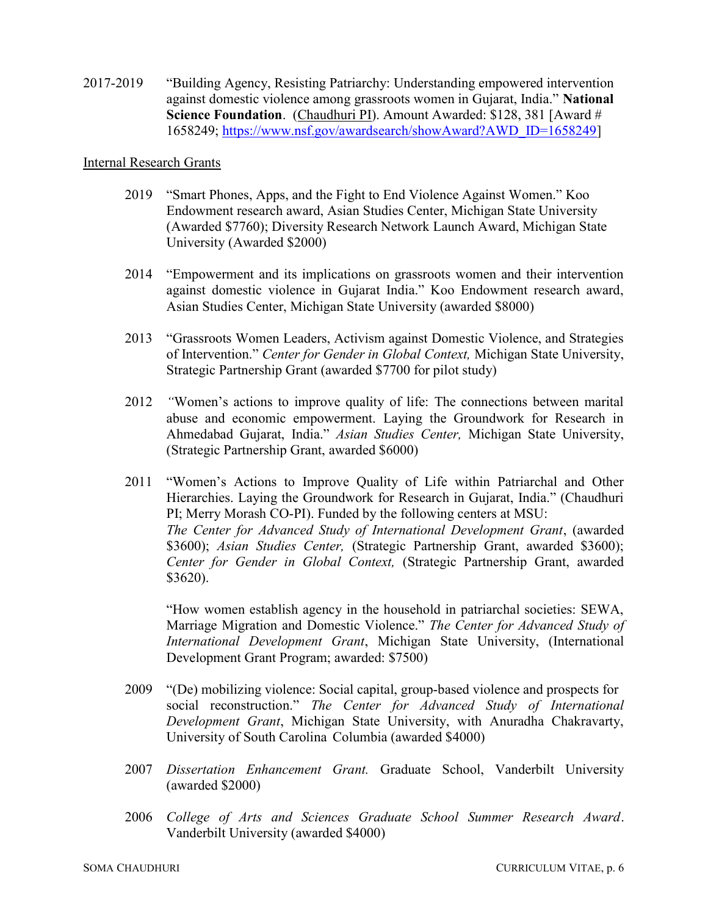2017-2019 "Building Agency, Resisting Patriarchy: Understanding empowered intervention against domestic violence among grassroots women in Gujarat, India." **National Science Foundation**. (Chaudhuri PI). Amount Awarded: $128, 381 [Award # 1658249; https://www.nsf.gov/awardsearch/showAward?AWD_ID=1658249]

Internal Research Grants

2019 "Smart Phones, Apps, and the Fight to End Violence Against Women." Koo Endowment research award, Asian Studies Center, Michigan State University (Awarded $7760); Diversity Research Network Launch Award, Michigan State University (Awarded $2000)

2014 "Empowerment and its implications on grassroots women and their intervention against domestic violence in Gujarat India." Koo Endowment research award, Asian Studies Center, Michigan State University (awarded $8000)

2013 "Grassroots Women Leaders, Activism against Domestic Violence, and Strategies of Intervention." *Center for Gender in Global Context,* Michigan State University, Strategic Partnership Grant (awarded $7700 for pilot study)

2012 *"*Women's actions to improve quality of life: The connections between marital abuse and economic empowerment. Laying the Groundwork for Research in Ahmedabad Gujarat, India." *Asian Studies Center,* Michigan State University, (Strategic Partnership Grant, awarded $6000)

2011 "Women's Actions to Improve Quality of Life within Patriarchal and Other Hierarchies. Laying the Groundwork for Research in Gujarat, India." (Chaudhuri PI; Merry Morash CO-PI). Funded by the following centers at MSU: *The Center for Advanced Study of International Development Grant*, (awarded $3600); *Asian Studies Center,* (Strategic Partnership Grant, awarded $3600); *Center for Gender in Global Context,* (Strategic Partnership Grant, awarded $3620).

"How women establish agency in the household in patriarchal societies: SEWA, Marriage Migration and Domestic Violence." *The Center for Advanced Study of International Development Grant*, Michigan State University, (International Development Grant Program; awarded: $7500)

2009 "(De) mobilizing violence: Social capital, group-based violence and prospects for social reconstruction." *The Center for Advanced Study of International Development Grant*, Michigan State University, with Anuradha Chakravarty, University of South Carolina Columbia (awarded $4000)

2007 *Dissertation Enhancement Grant.* Graduate School, Vanderbilt University (awarded $2000)

2006 *College of Arts and Sciences Graduate School Summer Research Award*. Vanderbilt University (awarded $4000)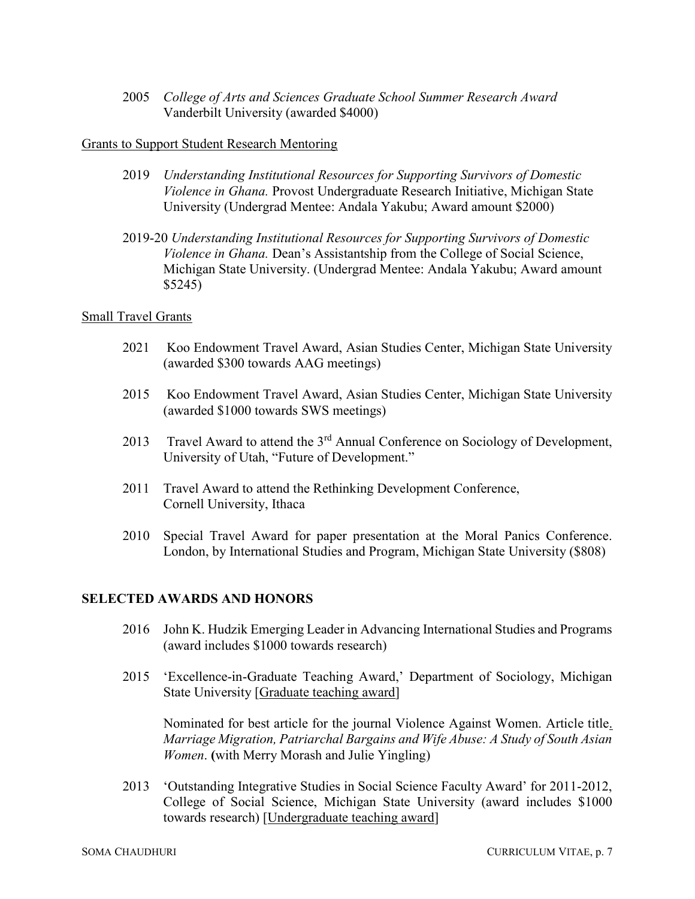2005 *College of Arts and Sciences Graduate School Summer Research Award* Vanderbilt University (awarded $4000)

Grants to Support Student Research Mentoring

2019 *Understanding Institutional Resources for Supporting Survivors of Domestic Violence in Ghana.* Provost Undergraduate Research Initiative, Michigan State University (Undergrad Mentee: Andala Yakubu; Award amount $2000)

2019-20 *Understanding Institutional Resources for Supporting Survivors of Domestic Violence in Ghana.* Dean's Assistantship from the College of Social Science, Michigan State University. (Undergrad Mentee: Andala Yakubu; Award amount $5245)

Small Travel Grants

2021 Koo Endowment Travel Award, Asian Studies Center, Michigan State University (awarded $300 towards AAG meetings)

2015 Koo Endowment Travel Award, Asian Studies Center, Michigan State University (awarded $1000 towards SWS meetings)

2013 Travel Award to attend the 3rd Annual Conference on Sociology of Development, University of Utah, "Future of Development."

2011 Travel Award to attend the Rethinking Development Conference, Cornell University, Ithaca

2010 Special Travel Award for paper presentation at the Moral Panics Conference. London, by International Studies and Program, Michigan State University ($808)

## SELECTED AWARDS AND HONORS

2016 John K. Hudzik Emerging Leader in Advancing International Studies and Programs (award includes $1000 towards research)

2015 'Excellence-in-Graduate Teaching Award,' Department of Sociology, Michigan State University [Graduate teaching award]

Nominated for best article for the journal Violence Against Women. Article title. *Marriage Migration, Patriarchal Bargains and Wife Abuse: A Study of South Asian Women*. **(**with Merry Morash and Julie Yingling)

2013 'Outstanding Integrative Studies in Social Science Faculty Award' for 2011-2012, College of Social Science, Michigan State University (award includes $1000 towards research) [Undergraduate teaching award]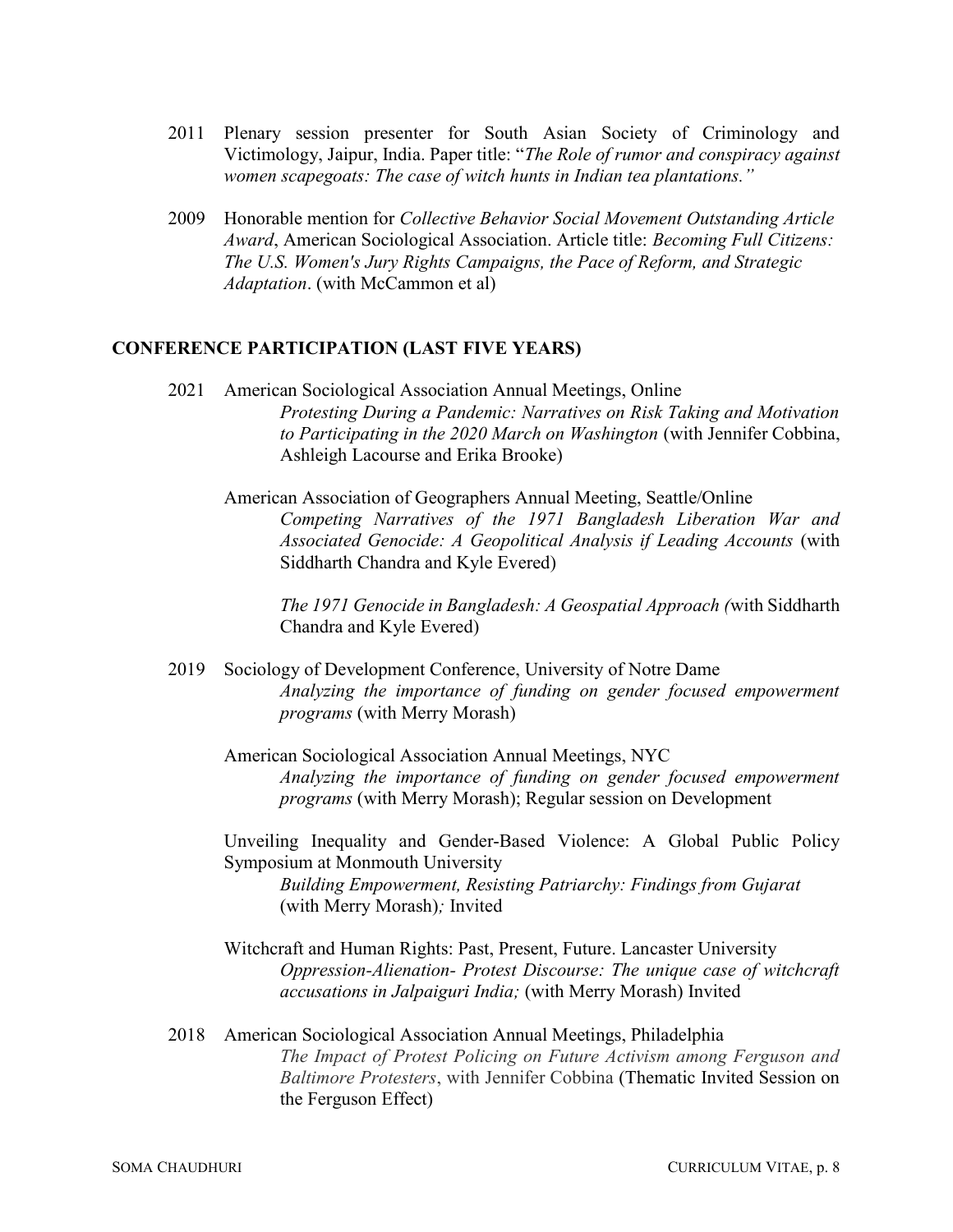2011 Plenary session presenter for South Asian Society of Criminology and Victimology, Jaipur, India. Paper title: "*The Role of rumor and conspiracy against women scapegoats: The case of witch hunts in Indian tea plantations.*"

2009 Honorable mention for *Collective Behavior Social Movement Outstanding Article Award*, American Sociological Association. Article title: *Becoming Full Citizens: The U.S. Women's Jury Rights Campaigns, the Pace of Reform, and Strategic Adaptation*. (with McCammon et al)

## CONFERENCE PARTICIPATION (LAST FIVE YEARS)

2021 American Sociological Association Annual Meetings, Online
*Protesting During a Pandemic: Narratives on Risk Taking and Motivation to Participating in the 2020 March on Washington* (with Jennifer Cobbina, Ashleigh Lacourse and Erika Brooke)

American Association of Geographers Annual Meeting, Seattle/Online
*Competing Narratives of the 1971 Bangladesh Liberation War and Associated Genocide: A Geopolitical Analysis if Leading Accounts* (with Siddharth Chandra and Kyle Evered)

*The 1971 Genocide in Bangladesh: A Geospatial Approach (*with Siddharth Chandra and Kyle Evered)

2019 Sociology of Development Conference, University of Notre Dame
*Analyzing the importance of funding on gender focused empowerment programs* (with Merry Morash)

American Sociological Association Annual Meetings, NYC
*Analyzing the importance of funding on gender focused empowerment programs* (with Merry Morash); Regular session on Development

Unveiling Inequality and Gender-Based Violence: A Global Public Policy Symposium at Monmouth University
*Building Empowerment, Resisting Patriarchy: Findings from Gujarat* (with Merry Morash)*;* Invited

Witchcraft and Human Rights: Past, Present, Future. Lancaster University
*Oppression-Alienation- Protest Discourse: The unique case of witchcraft accusations in Jalpaiguri India;* (with Merry Morash) Invited

2018 American Sociological Association Annual Meetings, Philadelphia
*The Impact of Protest Policing on Future Activism among Ferguson and Baltimore Protesters*, with Jennifer Cobbina (Thematic Invited Session on the Ferguson Effect)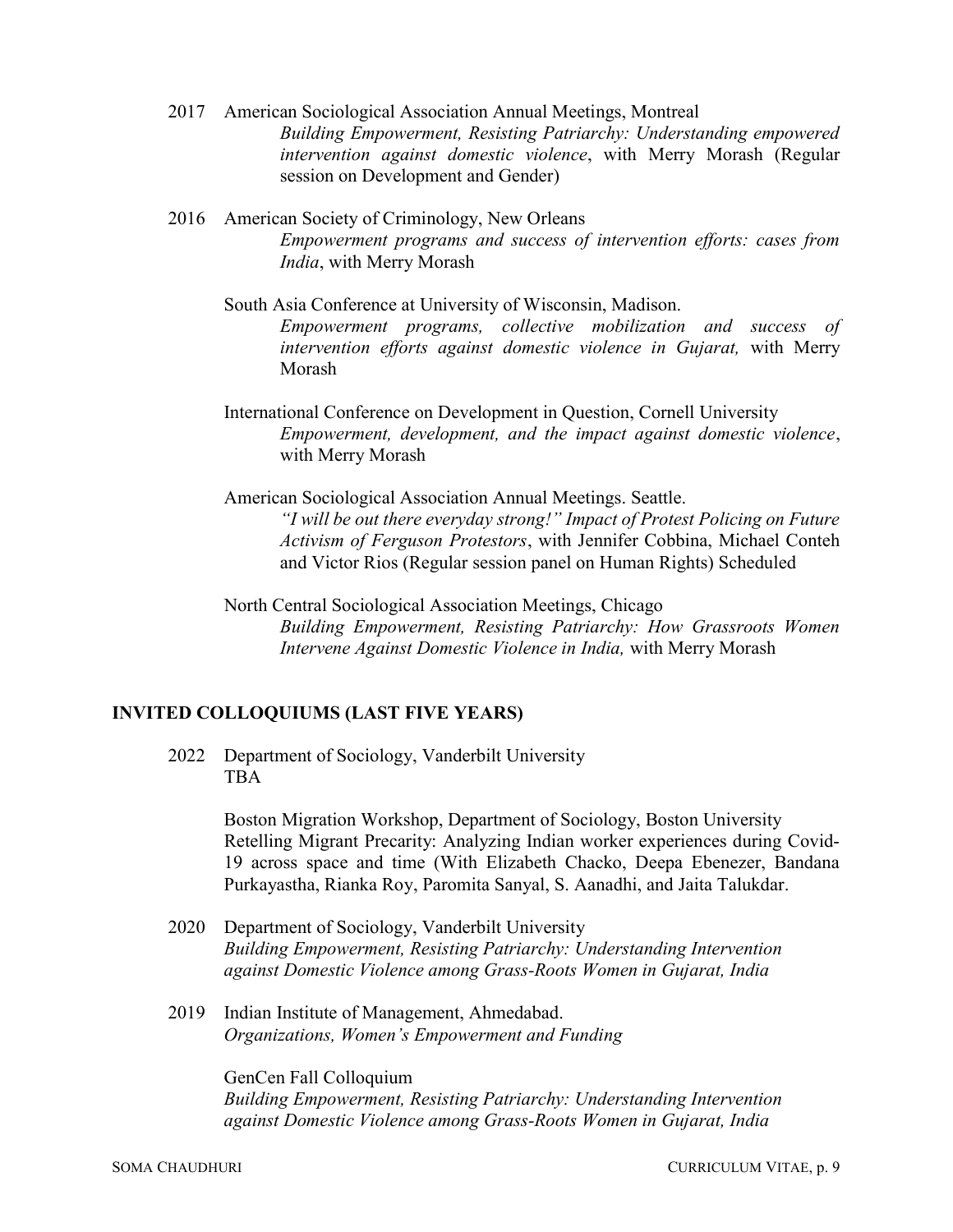2017 American Sociological Association Annual Meetings, Montreal
*Building Empowerment, Resisting Patriarchy: Understanding empowered intervention against domestic violence*, with Merry Morash (Regular session on Development and Gender)

2016 American Society of Criminology, New Orleans
*Empowerment programs and success of intervention efforts: cases from India*, with Merry Morash

South Asia Conference at University of Wisconsin, Madison.
*Empowerment programs, collective mobilization and success of intervention efforts against domestic violence in Gujarat,* with Merry Morash

International Conference on Development in Question, Cornell University
*Empowerment, development, and the impact against domestic violence*, with Merry Morash

American Sociological Association Annual Meetings. Seattle.
*"I will be out there everyday strong!" Impact of Protest Policing on Future Activism of Ferguson Protestors*, with Jennifer Cobbina, Michael Conteh and Victor Rios (Regular session panel on Human Rights) Scheduled

North Central Sociological Association Meetings, Chicago
*Building Empowerment, Resisting Patriarchy: How Grassroots Women Intervene Against Domestic Violence in India,* with Merry Morash

## INVITED COLLOQUIUMS (LAST FIVE YEARS)

2022 Department of Sociology, Vanderbilt University
TBA

Boston Migration Workshop, Department of Sociology, Boston University
Retelling Migrant Precarity: Analyzing Indian worker experiences during Covid-19 across space and time (With Elizabeth Chacko, Deepa Ebenezer, Bandana Purkayastha, Rianka Roy, Paromita Sanyal, S. Aanadhi, and Jaita Talukdar.

2020 Department of Sociology, Vanderbilt University
*Building Empowerment, Resisting Patriarchy: Understanding Intervention against Domestic Violence among Grass-Roots Women in Gujarat, India*

2019 Indian Institute of Management, Ahmedabad.
*Organizations, Women's Empowerment and Funding*

GenCen Fall Colloquium
*Building Empowerment, Resisting Patriarchy: Understanding Intervention against Domestic Violence among Grass-Roots Women in Gujarat, India*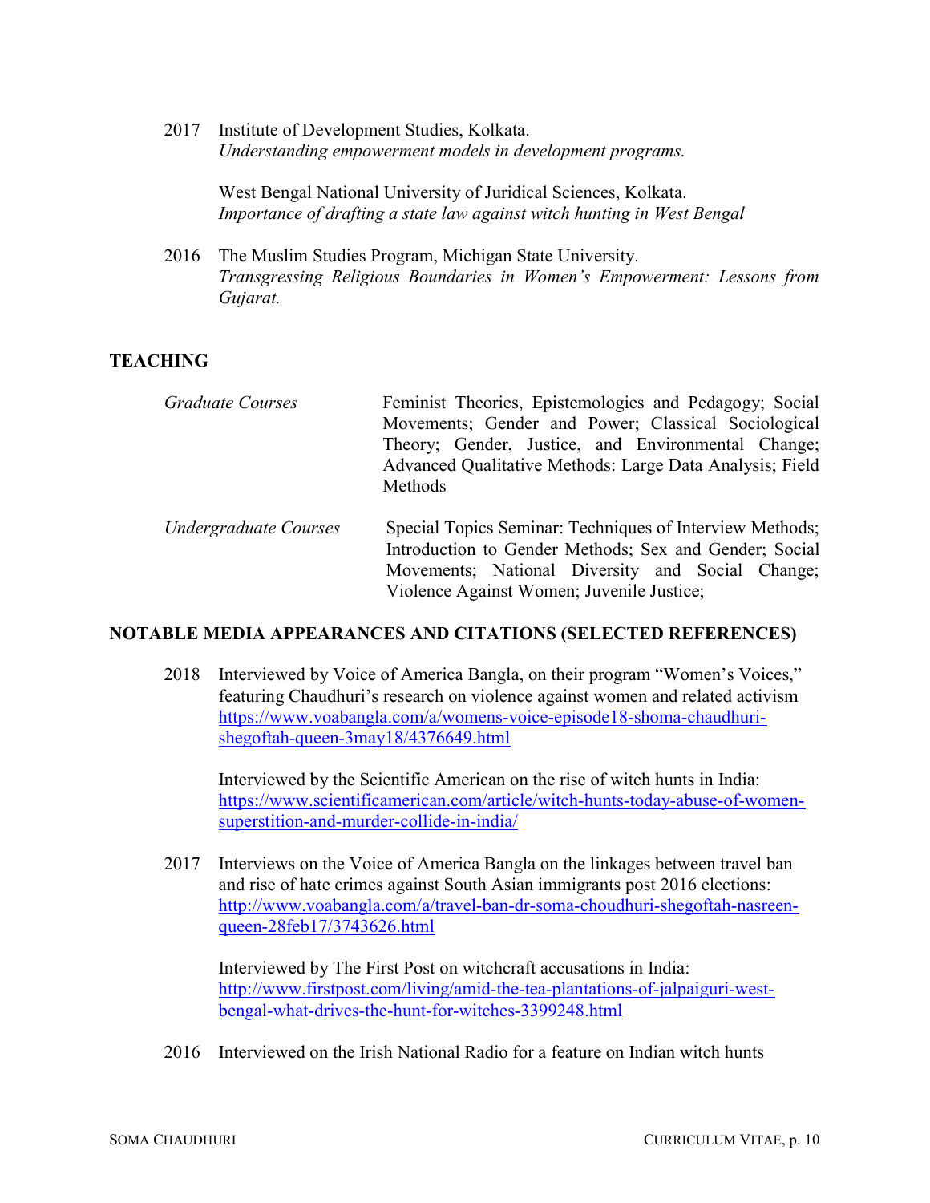2017 Institute of Development Studies, Kolkata.
*Understanding empowerment models in development programs.*

West Bengal National University of Juridical Sciences, Kolkata.
*Importance of drafting a state law against witch hunting in West Bengal*

2016 The Muslim Studies Program, Michigan State University.
*Transgressing Religious Boundaries in Women's Empowerment: Lessons from Gujarat.*

## TEACHING

*Graduate Courses*: Feminist Theories, Epistemologies and Pedagogy; Social Movements; Gender and Power; Classical Sociological Theory; Gender, Justice, and Environmental Change; Advanced Qualitative Methods: Large Data Analysis; Field Methods

*Undergraduate Courses*: Special Topics Seminar: Techniques of Interview Methods; Introduction to Gender Methods; Sex and Gender; Social Movements; National Diversity and Social Change; Violence Against Women; Juvenile Justice;

## NOTABLE MEDIA APPEARANCES AND CITATIONS (SELECTED REFERENCES)

2018 Interviewed by Voice of America Bangla, on their program "Women's Voices," featuring Chaudhuri's research on violence against women and related activism https://www.voabangla.com/a/womens-voice-episode18-shoma-chaudhuri-shegoftah-queen-3may18/4376649.html

Interviewed by the Scientific American on the rise of witch hunts in India: https://www.scientificamerican.com/article/witch-hunts-today-abuse-of-women-superstition-and-murder-collide-in-india/

2017 Interviews on the Voice of America Bangla on the linkages between travel ban and rise of hate crimes against South Asian immigrants post 2016 elections: http://www.voabangla.com/a/travel-ban-dr-soma-choudhuri-shegoftah-nasreen-queen-28feb17/3743626.html

Interviewed by The First Post on witchcraft accusations in India: http://www.firstpost.com/living/amid-the-tea-plantations-of-jalpaiguri-west-bengal-what-drives-the-hunt-for-witches-3399248.html

2016 Interviewed on the Irish National Radio for a feature on Indian witch hunts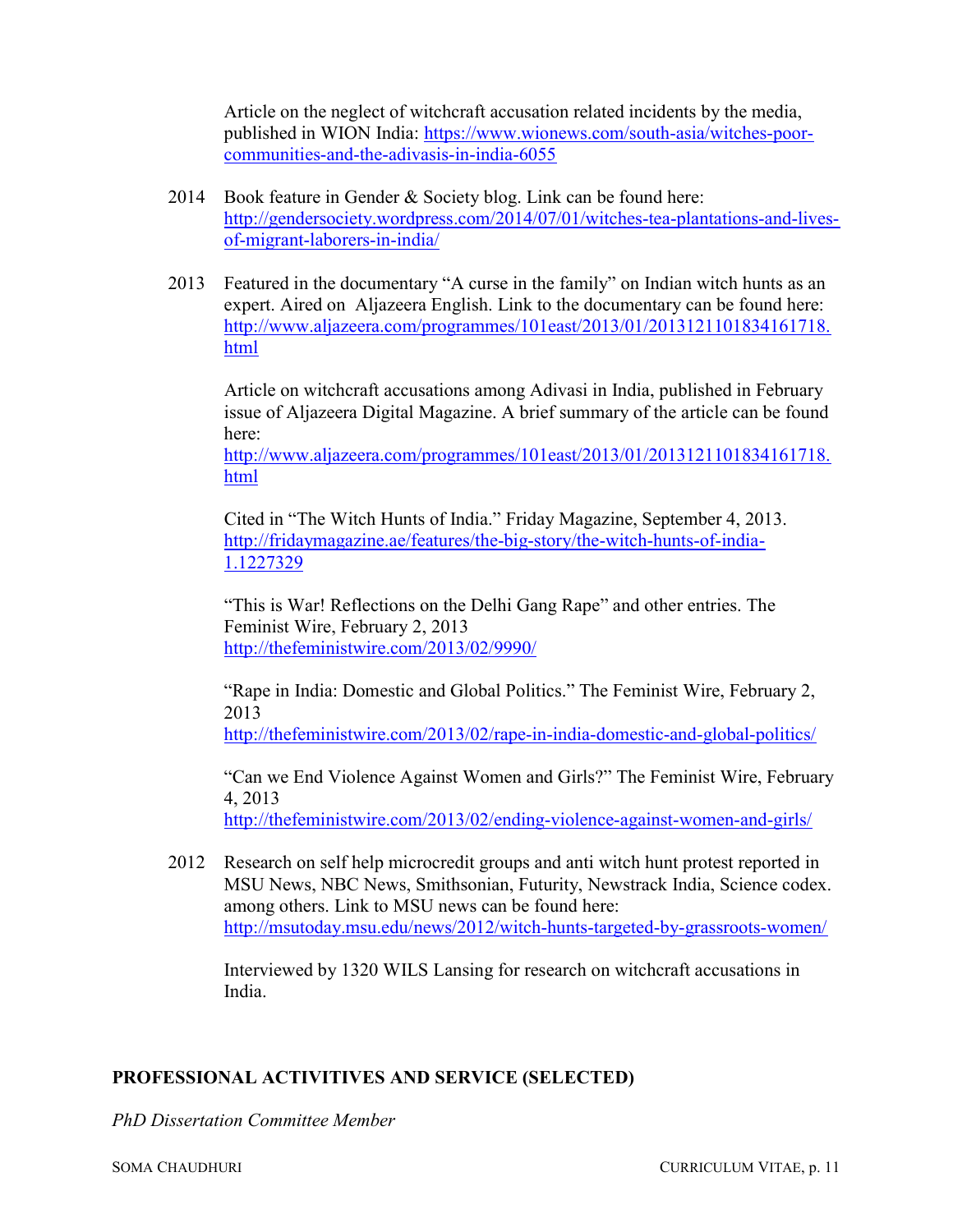Article on the neglect of witchcraft accusation related incidents by the media, published in WION India: https://www.wionews.com/south-asia/witches-poor-communities-and-the-adivasis-in-india-6055

2014 Book feature in Gender & Society blog. Link can be found here: http://gendersociety.wordpress.com/2014/07/01/witches-tea-plantations-and-lives-of-migrant-laborers-in-india/

2013 Featured in the documentary "A curse in the family" on Indian witch hunts as an expert. Aired on Aljazeera English. Link to the documentary can be found here: http://www.aljazeera.com/programmes/101east/2013/01/2013121101834161718.html

Article on witchcraft accusations among Adivasi in India, published in February issue of Aljazeera Digital Magazine. A brief summary of the article can be found here: http://www.aljazeera.com/programmes/101east/2013/01/2013121101834161718.html

Cited in "The Witch Hunts of India." Friday Magazine, September 4, 2013. http://fridaymagazine.ae/features/the-big-story/the-witch-hunts-of-india-1.1227329

"This is War! Reflections on the Delhi Gang Rape" and other entries. The Feminist Wire, February 2, 2013 http://thefeministwire.com/2013/02/9990/

"Rape in India: Domestic and Global Politics." The Feminist Wire, February 2, 2013 http://thefeministwire.com/2013/02/rape-in-india-domestic-and-global-politics/

"Can we End Violence Against Women and Girls?" The Feminist Wire, February 4, 2013 http://thefeministwire.com/2013/02/ending-violence-against-women-and-girls/

2012 Research on self help microcredit groups and anti witch hunt protest reported in MSU News, NBC News, Smithsonian, Futurity, Newstrack India, Science codex. among others. Link to MSU news can be found here: http://msutoday.msu.edu/news/2012/witch-hunts-targeted-by-grassroots-women/

Interviewed by 1320 WILS Lansing for research on witchcraft accusations in India.

## PROFESSIONAL ACTIVITIVES AND SERVICE (SELECTED)

*PhD Dissertation Committee Member*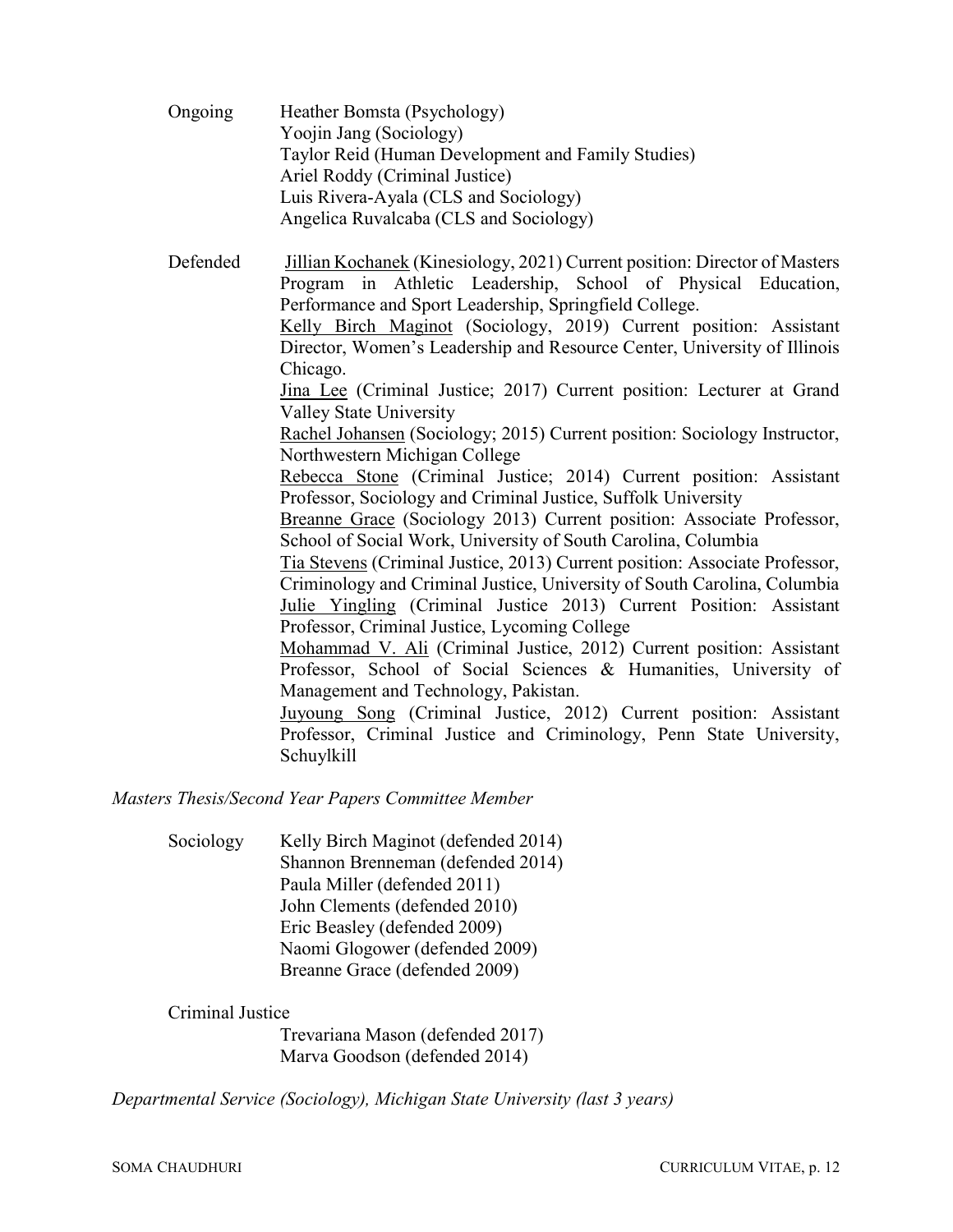Ongoing

- Heather Bomsta (Psychology)
- Yoojin Jang (Sociology)
- Taylor Reid (Human Development and Family Studies)
- Ariel Roddy (Criminal Justice)
- Luis Rivera-Ayala (CLS and Sociology)
- Angelica Ruvalcaba (CLS and Sociology)

Defended

- Jillian Kochanek (Kinesiology, 2021) Current position: Director of Masters Program in Athletic Leadership, School of Physical Education, Performance and Sport Leadership, Springfield College.
- Kelly Birch Maginot (Sociology, 2019) Current position: Assistant Director, Women's Leadership and Resource Center, University of Illinois Chicago.
- Jina Lee (Criminal Justice; 2017) Current position: Lecturer at Grand Valley State University
- Rachel Johansen (Sociology; 2015) Current position: Sociology Instructor, Northwestern Michigan College
- Rebecca Stone (Criminal Justice; 2014) Current position: Assistant Professor, Sociology and Criminal Justice, Suffolk University
- Breanne Grace (Sociology 2013) Current position: Associate Professor, School of Social Work, University of South Carolina, Columbia
- Tia Stevens (Criminal Justice, 2013) Current position: Associate Professor, Criminology and Criminal Justice, University of South Carolina, Columbia
- Julie Yingling (Criminal Justice 2013) Current Position: Assistant Professor, Criminal Justice, Lycoming College
- Mohammad V. Ali (Criminal Justice, 2012) Current position: Assistant Professor, School of Social Sciences & Humanities, University of Management and Technology, Pakistan.
- Juyoung Song (Criminal Justice, 2012) Current position: Assistant Professor, Criminal Justice and Criminology, Penn State University, Schuylkill

*Masters Thesis/Second Year Papers Committee Member*

Sociology

- Kelly Birch Maginot (defended 2014)
- Shannon Brenneman (defended 2014)
- Paula Miller (defended 2011)
- John Clements (defended 2010)
- Eric Beasley (defended 2009)
- Naomi Glogower (defended 2009)
- Breanne Grace (defended 2009)

Criminal Justice

- Trevariana Mason (defended 2017)
- Marva Goodson (defended 2014)

*Departmental Service (Sociology), Michigan State University (last 3 years)*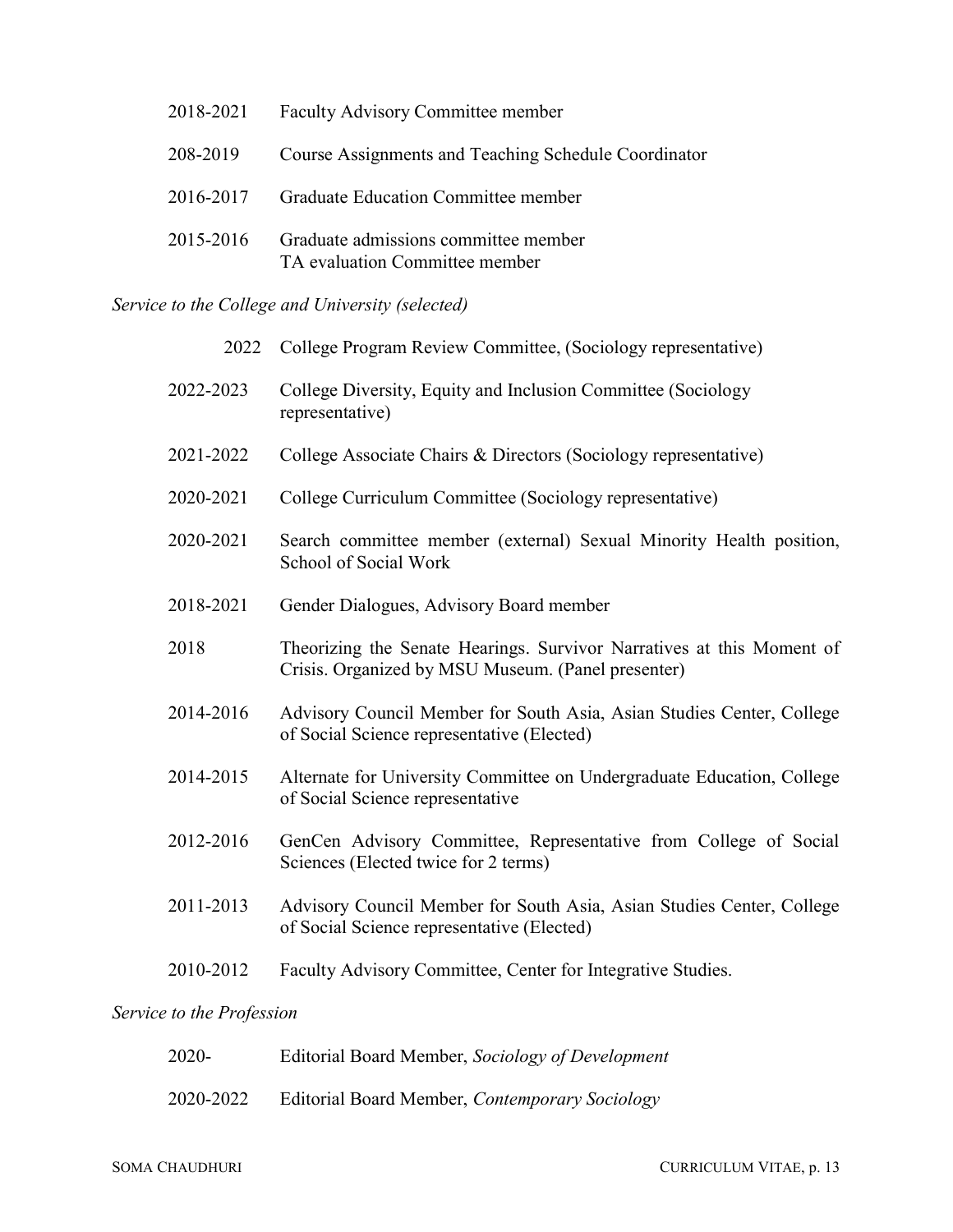2018-2021 Faculty Advisory Committee member

208-2019 Course Assignments and Teaching Schedule Coordinator

2016-2017 Graduate Education Committee member

2015-2016 Graduate admissions committee member
TA evaluation Committee member

*Service to the College and University (selected)*

2022 College Program Review Committee, (Sociology representative)

2022-2023 College Diversity, Equity and Inclusion Committee (Sociology representative)

2021-2022 College Associate Chairs & Directors (Sociology representative)

2020-2021 College Curriculum Committee (Sociology representative)

2020-2021 Search committee member (external) Sexual Minority Health position, School of Social Work

2018-2021 Gender Dialogues, Advisory Board member

2018 Theorizing the Senate Hearings. Survivor Narratives at this Moment of Crisis. Organized by MSU Museum. (Panel presenter)

2014-2016 Advisory Council Member for South Asia, Asian Studies Center, College of Social Science representative (Elected)

2014-2015 Alternate for University Committee on Undergraduate Education, College of Social Science representative

2012-2016 GenCen Advisory Committee, Representative from College of Social Sciences (Elected twice for 2 terms)

2011-2013 Advisory Council Member for South Asia, Asian Studies Center, College of Social Science representative (Elected)

2010-2012 Faculty Advisory Committee, Center for Integrative Studies.

*Service to the Profession*

2020- Editorial Board Member, *Sociology of Development*

2020-2022 Editorial Board Member, *Contemporary Sociology*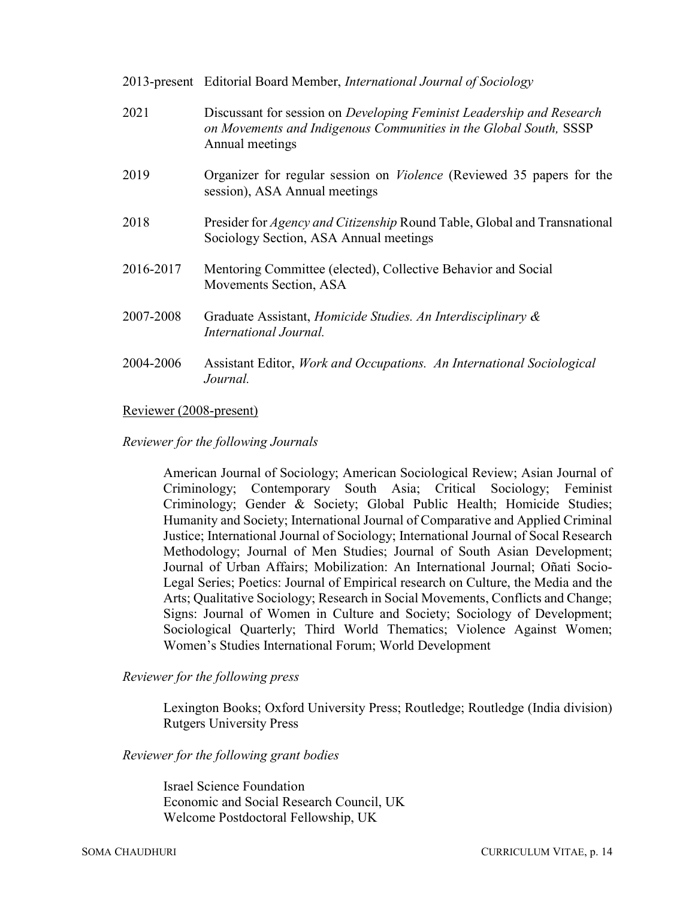2013-present Editorial Board Member, *International Journal of Sociology*

2021 Discussant for session on *Developing Feminist Leadership and Research on Movements and Indigenous Communities in the Global South,* SSSP Annual meetings

2019 Organizer for regular session on *Violence* (Reviewed 35 papers for the session), ASA Annual meetings

2018 Presider for *Agency and Citizenship* Round Table, Global and Transnational Sociology Section, ASA Annual meetings

2016-2017 Mentoring Committee (elected), Collective Behavior and Social Movements Section, ASA

2007-2008 Graduate Assistant, *Homicide Studies. An Interdisciplinary & International Journal.*

2004-2006 Assistant Editor, *Work and Occupations. An International Sociological Journal.*

<u>Reviewer (2008-present)</u>

*Reviewer for the following Journals*

American Journal of Sociology; American Sociological Review; Asian Journal of Criminology; Contemporary South Asia; Critical Sociology; Feminist Criminology; Gender & Society; Global Public Health; Homicide Studies; Humanity and Society; International Journal of Comparative and Applied Criminal Justice; International Journal of Sociology; International Journal of Socal Research Methodology; Journal of Men Studies; Journal of South Asian Development; Journal of Urban Affairs; Mobilization: An International Journal; Oñati Socio-Legal Series; Poetics: Journal of Empirical research on Culture, the Media and the Arts; Qualitative Sociology; Research in Social Movements, Conflicts and Change; Signs: Journal of Women in Culture and Society; Sociology of Development; Sociological Quarterly; Third World Thematics; Violence Against Women; Women's Studies International Forum; World Development

*Reviewer for the following press*

Lexington Books; Oxford University Press; Routledge; Routledge (India division) Rutgers University Press

*Reviewer for the following grant bodies*

Israel Science Foundation
Economic and Social Research Council, UK
Welcome Postdoctoral Fellowship, UK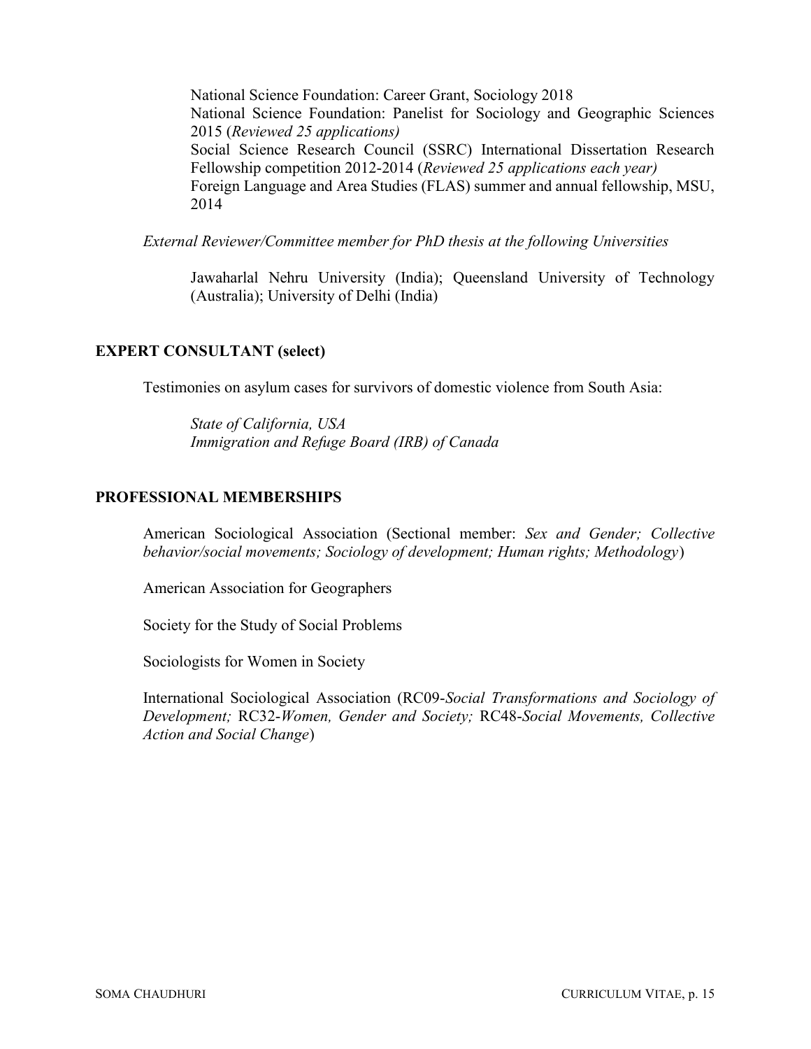National Science Foundation: Career Grant, Sociology 2018

National Science Foundation: Panelist for Sociology and Geographic Sciences 2015 (*Reviewed 25 applications)*

Social Science Research Council (SSRC) International Dissertation Research Fellowship competition 2012-2014 (*Reviewed 25 applications each year)*

Foreign Language and Area Studies (FLAS) summer and annual fellowship, MSU, 2014

*External Reviewer/Committee member for PhD thesis at the following Universities*

Jawaharlal Nehru University (India); Queensland University of Technology (Australia); University of Delhi (India)

## EXPERT CONSULTANT (select)

Testimonies on asylum cases for survivors of domestic violence from South Asia:

*State of California, USA*

*Immigration and Refuge Board (IRB) of Canada*

## PROFESSIONAL MEMBERSHIPS

American Sociological Association (Sectional member: *Sex and Gender; Collective behavior/social movements; Sociology of development; Human rights; Methodology*)

American Association for Geographers

Society for the Study of Social Problems

Sociologists for Women in Society

International Sociological Association (RC09-*Social Transformations and Sociology of Development;* RC32-*Women, Gender and Society;* RC48-*Social Movements, Collective Action and Social Change*)